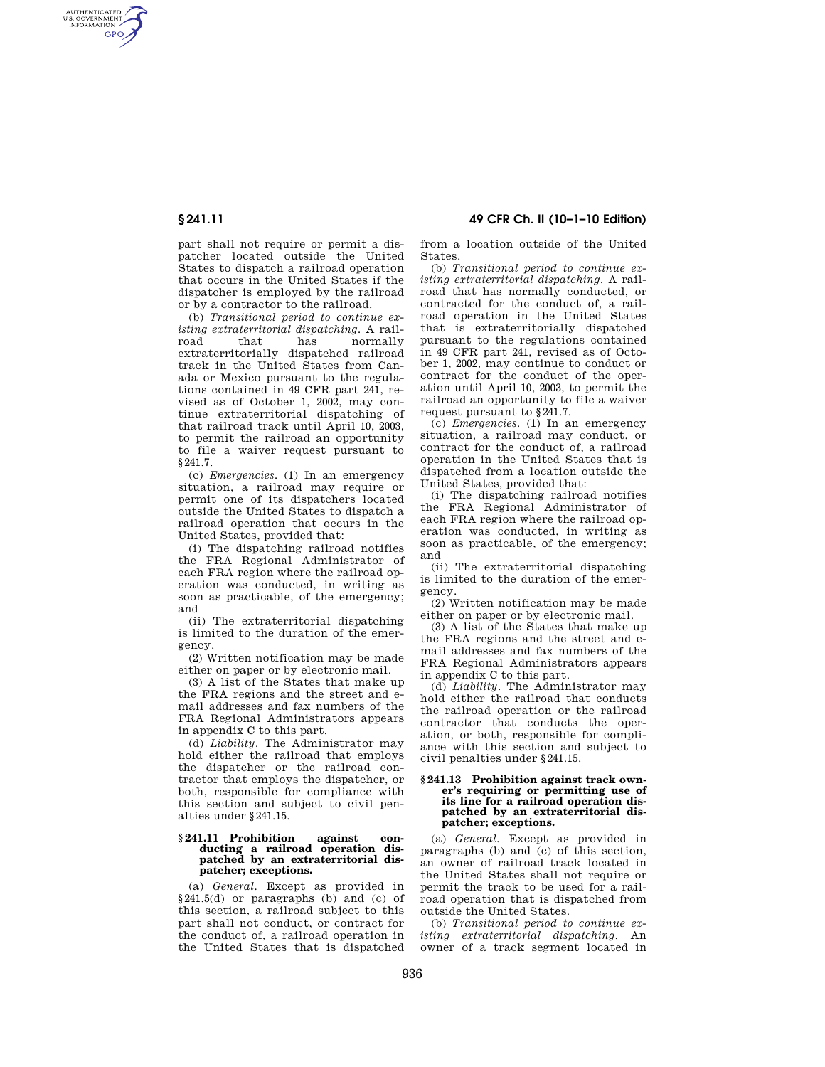part shall not require or permit a dispatcher located outside the United States to dispatch a railroad operation that occurs in the United States if the dispatcher is employed by the railroad or by a contractor to the railroad.

(b) *Transitional period to continue existing extraterritorial dispatching.* A railroad that has normally extraterritorially dispatched railroad track in the United States from Canada or Mexico pursuant to the regulations contained in 49 CFR part 241, revised as of October 1, 2002, may continue extraterritorial dispatching of that railroad track until April 10, 2003, to permit the railroad an opportunity to file a waiver request pursuant to §241.7.

(c) *Emergencies.* (1) In an emergency situation, a railroad may require or permit one of its dispatchers located outside the United States to dispatch a railroad operation that occurs in the United States, provided that:

(i) The dispatching railroad notifies the FRA Regional Administrator of each FRA region where the railroad operation was conducted, in writing as soon as practicable, of the emergency; and

(ii) The extraterritorial dispatching is limited to the duration of the emergency.

(2) Written notification may be made either on paper or by electronic mail.

(3) A list of the States that make up the FRA regions and the street and e-mail addresses and fax numbers of the FRA Regional Administrators appears in appendix C to this part.

(d) *Liability.* The Administrator may hold either the railroad that employs the dispatcher or the railroad contractor that employs the dispatcher, or both, responsible for compliance with this section and subject to civil penalties under §241.15.

### §241.11 Prohibition against conducting a railroad operation dispatched by an extraterritorial dispatcher; exceptions.

(a) *General.* Except as provided in §241.5(d) or paragraphs (b) and (c) of this section, a railroad subject to this part shall not conduct, or contract for the conduct of, a railroad operation in the United States that is dispatched from a location outside of the United States.

(b) *Transitional period to continue existing extraterritorial dispatching.* A railroad that has normally conducted, or contracted for the conduct of, a railroad operation in the United States that is extraterritorially dispatched pursuant to the regulations contained in 49 CFR part 241, revised as of October 1, 2002, may continue to conduct or contract for the conduct of the operation until April 10, 2003, to permit the railroad an opportunity to file a waiver request pursuant to §241.7.

(c) *Emergencies.* (1) In an emergency situation, a railroad may conduct, or contract for the conduct of, a railroad operation in the United States that is dispatched from a location outside the United States, provided that:

(i) The dispatching railroad notifies the FRA Regional Administrator of each FRA region where the railroad operation was conducted, in writing as soon as practicable, of the emergency; and

(ii) The extraterritorial dispatching is limited to the duration of the emergency.

(2) Written notification may be made either on paper or by electronic mail.

(3) A list of the States that make up the FRA regions and the street and e-mail addresses and fax numbers of the FRA Regional Administrators appears in appendix C to this part.

(d) *Liability.* The Administrator may hold either the railroad that conducts the railroad operation or the railroad contractor that conducts the operation, or both, responsible for compliance with this section and subject to civil penalties under §241.15.

### §241.13 Prohibition against track owner's requiring or permitting use of its line for a railroad operation dispatched by an extraterritorial dispatcher; exceptions.

(a) *General.* Except as provided in paragraphs (b) and (c) of this section, an owner of railroad track located in the United States shall not require or permit the track to be used for a railroad operation that is dispatched from outside the United States.

(b) *Transitional period to continue existing extraterritorial dispatching.* An owner of a track segment located in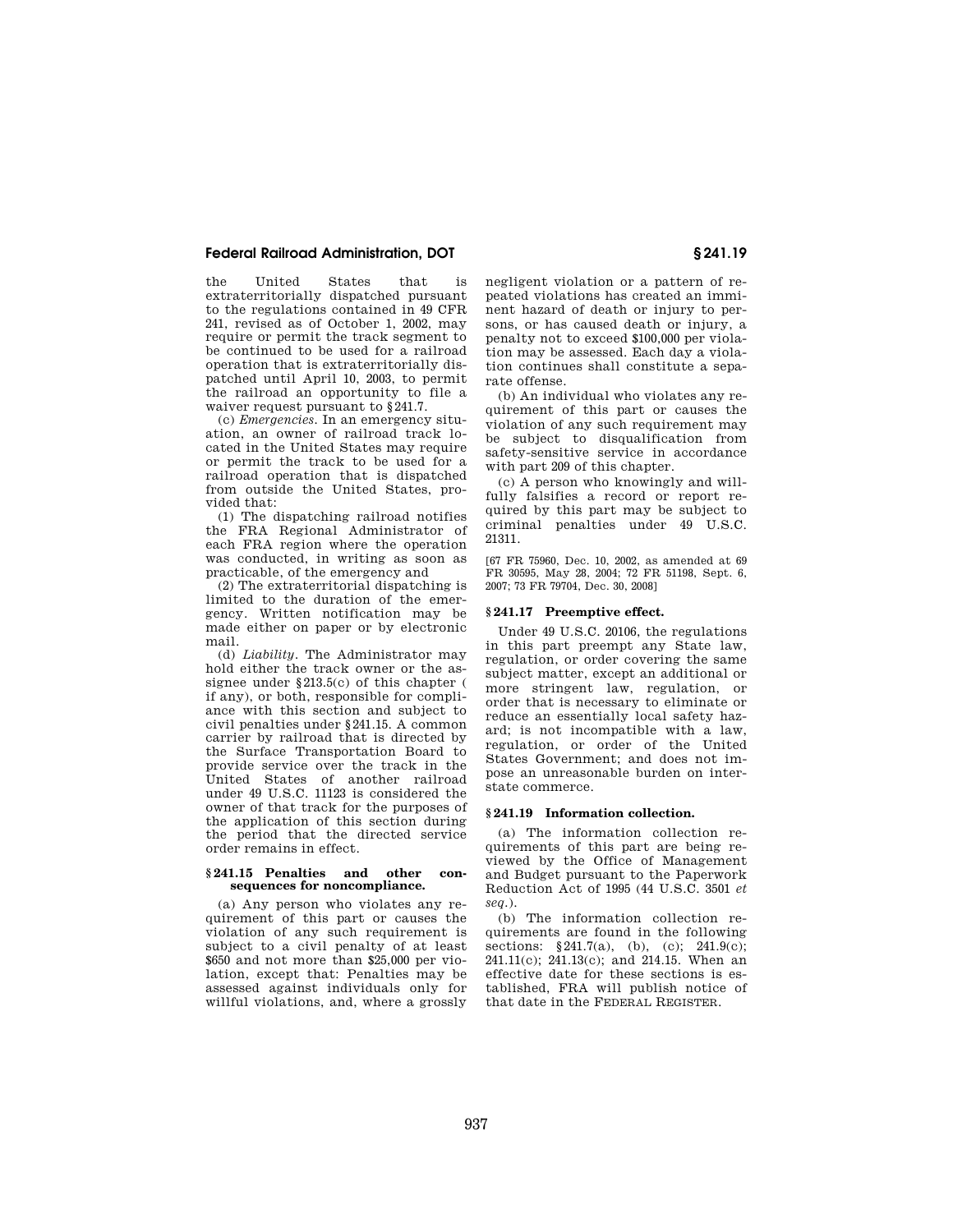the United States that is extraterritorially dispatched pursuant to the regulations contained in 49 CFR 241, revised as of October 1, 2002, may require or permit the track segment to be continued to be used for a railroad operation that is extraterritorially dispatched until April 10, 2003, to permit the railroad an opportunity to file a waiver request pursuant to §241.7.

(c) *Emergencies.* In an emergency situation, an owner of railroad track located in the United States may require or permit the track to be used for a railroad operation that is dispatched from outside the United States, provided that:

(1) The dispatching railroad notifies the FRA Regional Administrator of each FRA region where the operation was conducted, in writing as soon as practicable, of the emergency and

(2) The extraterritorial dispatching is limited to the duration of the emergency. Written notification may be made either on paper or by electronic mail.

(d) *Liability.* The Administrator may hold either the track owner or the assignee under §213.5(c) of this chapter ( if any), or both, responsible for compliance with this section and subject to civil penalties under §241.15. A common carrier by railroad that is directed by the Surface Transportation Board to provide service over the track in the United States of another railroad under 49 U.S.C. 11123 is considered the owner of that track for the purposes of the application of this section during the period that the directed service order remains in effect.

### §241.15 Penalties and other consequences for noncompliance.

(a) Any person who violates any requirement of this part or causes the violation of any such requirement is subject to a civil penalty of at least $650 and not more than $25,000 per violation, except that: Penalties may be assessed against individuals only for willful violations, and, where a grossly negligent violation or a pattern of repeated violations has created an imminent hazard of death or injury to persons, or has caused death or injury, a penalty not to exceed $100,000 per violation may be assessed. Each day a violation continues shall constitute a separate offense.

(b) An individual who violates any requirement of this part or causes the violation of any such requirement may be subject to disqualification from safety-sensitive service in accordance with part 209 of this chapter.

(c) A person who knowingly and willfully falsifies a record or report required by this part may be subject to criminal penalties under 49 U.S.C. 21311.

[67 FR 75960, Dec. 10, 2002, as amended at 69 FR 30595, May 28, 2004; 72 FR 51198, Sept. 6, 2007; 73 FR 79704, Dec. 30, 2008]

### §241.17 Preemptive effect.

Under 49 U.S.C. 20106, the regulations in this part preempt any State law, regulation, or order covering the same subject matter, except an additional or more stringent law, regulation, or order that is necessary to eliminate or reduce an essentially local safety hazard; is not incompatible with a law, regulation, or order of the United States Government; and does not impose an unreasonable burden on interstate commerce.

### §241.19 Information collection.

(a) The information collection requirements of this part are being reviewed by the Office of Management and Budget pursuant to the Paperwork Reduction Act of 1995 (44 U.S.C. 3501 *et seq.*).

(b) The information collection requirements are found in the following sections: §241.7(a), (b), (c); 241.9(c); 241.11(c); 241.13(c); and 214.15. When an effective date for these sections is established, FRA will publish notice of that date in the FEDERAL REGISTER.